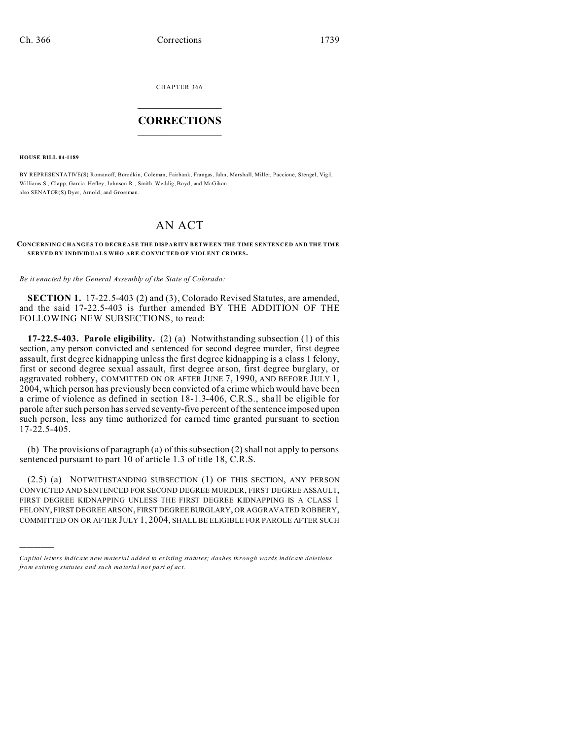CHAPTER 366

# CORRECTIONS

**HOUSE BILL 04-1189**

BY REPRESENTATIVE(S) Romanoff, Borodkin, Coleman, Fairbank, Frangas, Jahn, Marshall, Miller, Paccione, Stengel, Vigil, Williams S., Clapp, Garcia, Hefley, Johnson R., Smith, Weddig, Boyd, and McGihon;
also SENATOR(S) Dyer, Arnold, and Grossman.

# AN ACT

**CONCERNING CHANGES TO DECREASE THE DISPARITY BETWEEN THE TIME SENTENCED AND THE TIME SERVED BY INDIVIDUALS WHO ARE CONVICTED OF VIOLENT CRIMES.**

*Be it enacted by the General Assembly of the State of Colorado:*

**SECTION 1.** 17-22.5-403 (2) and (3), Colorado Revised Statutes, are amended, and the said 17-22.5-403 is further amended BY THE ADDITION OF THE FOLLOWING NEW SUBSECTIONS, to read:

**17-22.5-403. Parole eligibility.** (2) (a) Notwithstanding subsection (1) of this section, any person convicted and sentenced for second degree murder, first degree assault, first degree kidnapping unless the first degree kidnapping is a class 1 felony, first or second degree sexual assault, first degree arson, first degree burglary, or aggravated robbery, COMMITTED ON OR AFTER JUNE 7, 1990, AND BEFORE JULY 1, 2004, which person has previously been convicted of a crime which would have been a crime of violence as defined in section 18-1.3-406, C.R.S., shall be eligible for parole after such person has served seventy-five percent of the sentence imposed upon such person, less any time authorized for earned time granted pursuant to section 17-22.5-405.

(b) The provisions of paragraph (a) of this subsection (2) shall not apply to persons sentenced pursuant to part 10 of article 1.3 of title 18, C.R.S.

(2.5) (a) NOTWITHSTANDING SUBSECTION (1) OF THIS SECTION, ANY PERSON CONVICTED AND SENTENCED FOR SECOND DEGREE MURDER, FIRST DEGREE ASSAULT, FIRST DEGREE KIDNAPPING UNLESS THE FIRST DEGREE KIDNAPPING IS A CLASS 1 FELONY, FIRST DEGREE ARSON, FIRST DEGREE BURGLARY, OR AGGRAVATED ROBBERY, COMMITTED ON OR AFTER JULY 1, 2004, SHALL BE ELIGIBLE FOR PAROLE AFTER SUCH

---

*Capital letters indicate new material added to existing statutes; dashes through words indicate deletions from existing statutes and such material not part of act.*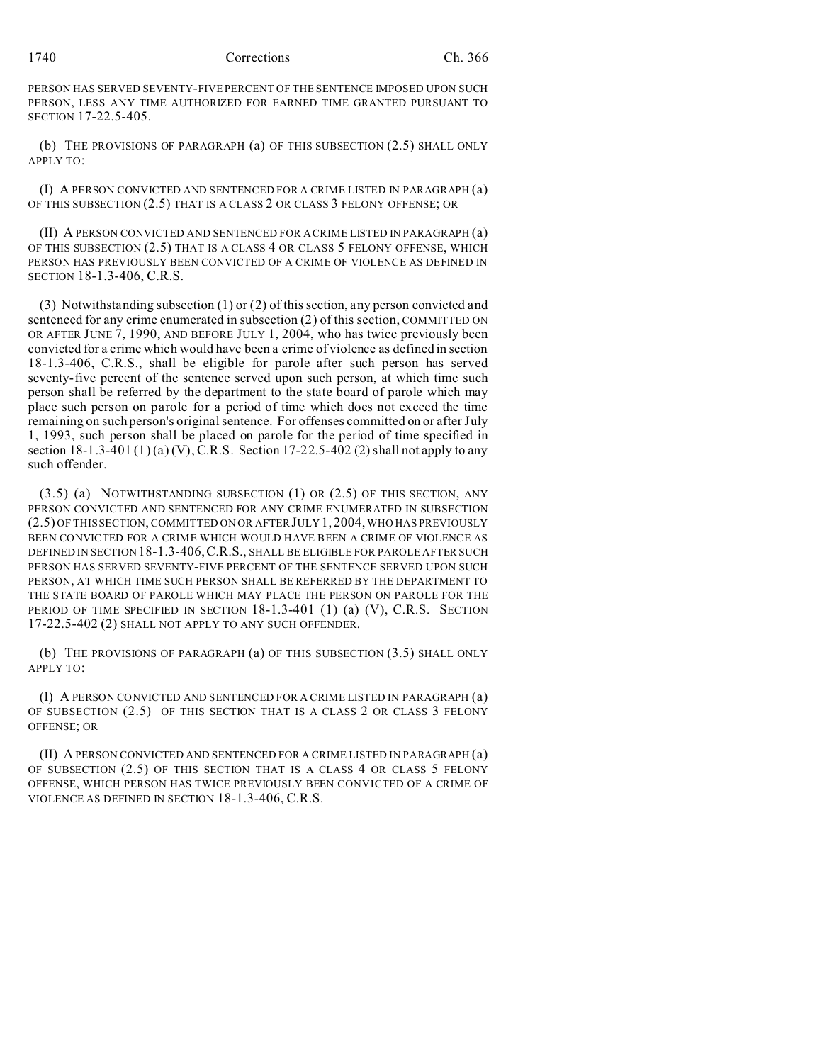PERSON HAS SERVED SEVENTY-FIVE PERCENT OF THE SENTENCE IMPOSED UPON SUCH PERSON, LESS ANY TIME AUTHORIZED FOR EARNED TIME GRANTED PURSUANT TO SECTION 17-22.5-405.

(b) THE PROVISIONS OF PARAGRAPH (a) OF THIS SUBSECTION (2.5) SHALL ONLY APPLY TO:

(I) A PERSON CONVICTED AND SENTENCED FOR A CRIME LISTED IN PARAGRAPH (a) OF THIS SUBSECTION (2.5) THAT IS A CLASS 2 OR CLASS 3 FELONY OFFENSE; OR

(II) A PERSON CONVICTED AND SENTENCED FOR A CRIME LISTED IN PARAGRAPH (a) OF THIS SUBSECTION (2.5) THAT IS A CLASS 4 OR CLASS 5 FELONY OFFENSE, WHICH PERSON HAS PREVIOUSLY BEEN CONVICTED OF A CRIME OF VIOLENCE AS DEFINED IN SECTION 18-1.3-406, C.R.S.

(3) Notwithstanding subsection (1) or (2) of this section, any person convicted and sentenced for any crime enumerated in subsection (2) of this section, COMMITTED ON OR AFTER JUNE 7, 1990, AND BEFORE JULY 1, 2004, who has twice previously been convicted for a crime which would have been a crime of violence as defined in section 18-1.3-406, C.R.S., shall be eligible for parole after such person has served seventy-five percent of the sentence served upon such person, at which time such person shall be referred by the department to the state board of parole which may place such person on parole for a period of time which does not exceed the time remaining on such person's original sentence. For offenses committed on or after July 1, 1993, such person shall be placed on parole for the period of time specified in section 18-1.3-401 (1) (a) (V), C.R.S. Section 17-22.5-402 (2) shall not apply to any such offender.

(3.5) (a) NOTWITHSTANDING SUBSECTION (1) OR (2.5) OF THIS SECTION, ANY PERSON CONVICTED AND SENTENCED FOR ANY CRIME ENUMERATED IN SUBSECTION (2.5) OF THIS SECTION, COMMITTED ON OR AFTER JULY 1, 2004, WHO HAS PREVIOUSLY BEEN CONVICTED FOR A CRIME WHICH WOULD HAVE BEEN A CRIME OF VIOLENCE AS DEFINED IN SECTION 18-1.3-406, C.R.S., SHALL BE ELIGIBLE FOR PAROLE AFTER SUCH PERSON HAS SERVED SEVENTY-FIVE PERCENT OF THE SENTENCE SERVED UPON SUCH PERSON, AT WHICH TIME SUCH PERSON SHALL BE REFERRED BY THE DEPARTMENT TO THE STATE BOARD OF PAROLE WHICH MAY PLACE THE PERSON ON PAROLE FOR THE PERIOD OF TIME SPECIFIED IN SECTION 18-1.3-401 (1) (a) (V), C.R.S. SECTION 17-22.5-402 (2) SHALL NOT APPLY TO ANY SUCH OFFENDER.

(b) THE PROVISIONS OF PARAGRAPH (a) OF THIS SUBSECTION (3.5) SHALL ONLY APPLY TO:

(I) A PERSON CONVICTED AND SENTENCED FOR A CRIME LISTED IN PARAGRAPH (a) OF SUBSECTION (2.5) OF THIS SECTION THAT IS A CLASS 2 OR CLASS 3 FELONY OFFENSE; OR

(II) A PERSON CONVICTED AND SENTENCED FOR A CRIME LISTED IN PARAGRAPH (a) OF SUBSECTION (2.5) OF THIS SECTION THAT IS A CLASS 4 OR CLASS 5 FELONY OFFENSE, WHICH PERSON HAS TWICE PREVIOUSLY BEEN CONVICTED OF A CRIME OF VIOLENCE AS DEFINED IN SECTION 18-1.3-406, C.R.S.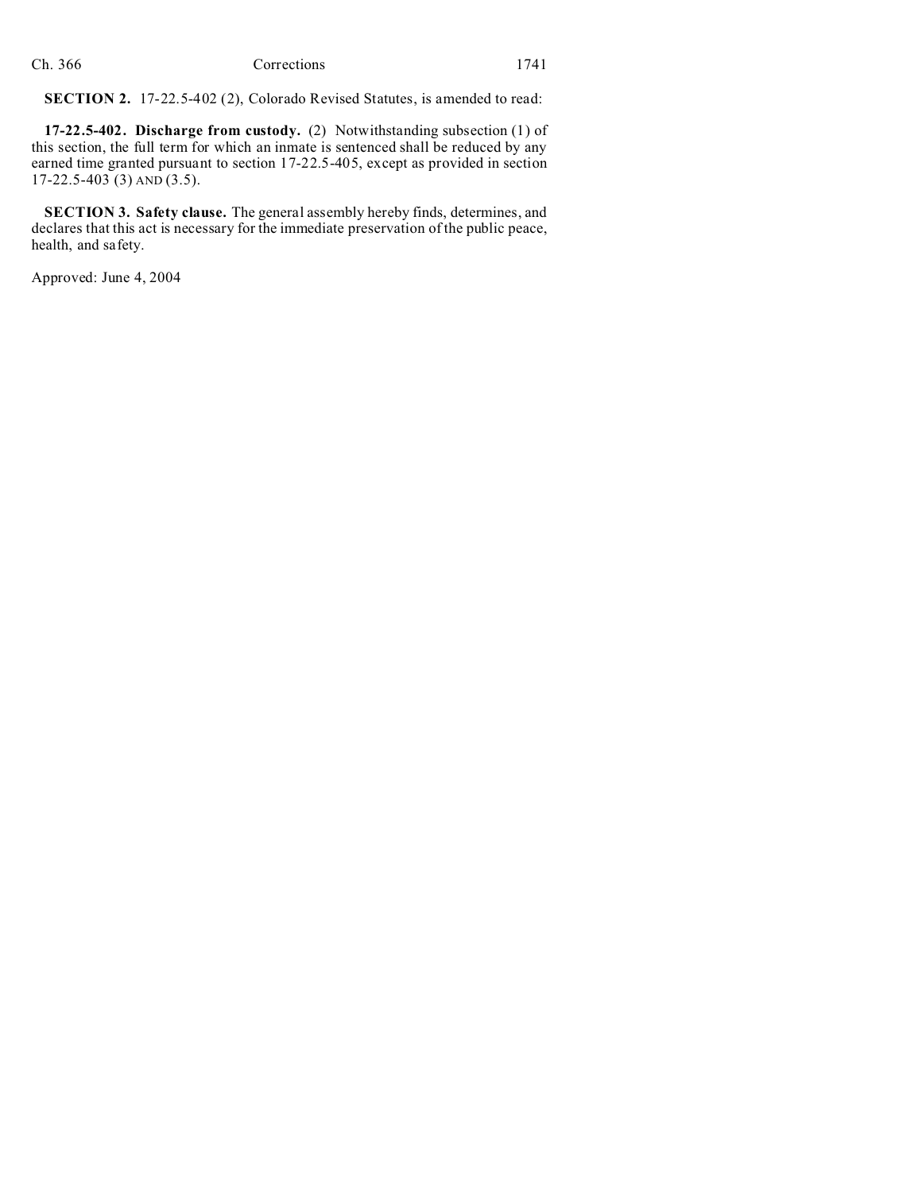**SECTION 2.** 17-22.5-402 (2), Colorado Revised Statutes, is amended to read:

**17-22.5-402. Discharge from custody.** (2) Notwithstanding subsection (1) of this section, the full term for which an inmate is sentenced shall be reduced by any earned time granted pursuant to section 17-22.5-405, except as provided in section 17-22.5-403 (3) AND (3.5).

**SECTION 3. Safety clause.** The general assembly hereby finds, determines, and declares that this act is necessary for the immediate preservation of the public peace, health, and safety.

Approved: June 4, 2004